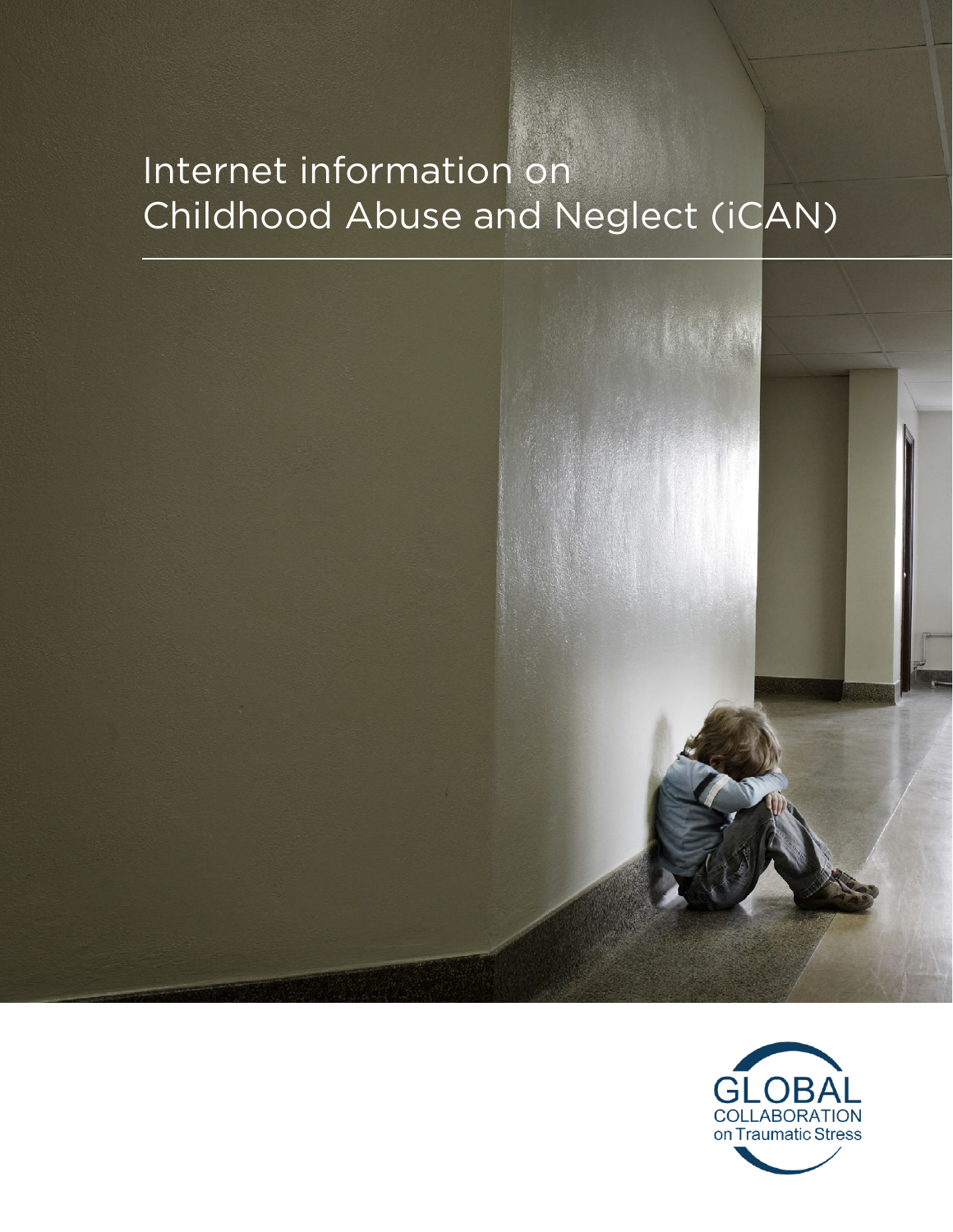# Internet information on Childhood Abuse and Neglect (iCAN)

GLOBAL COLLABORATION on Traumatic Stress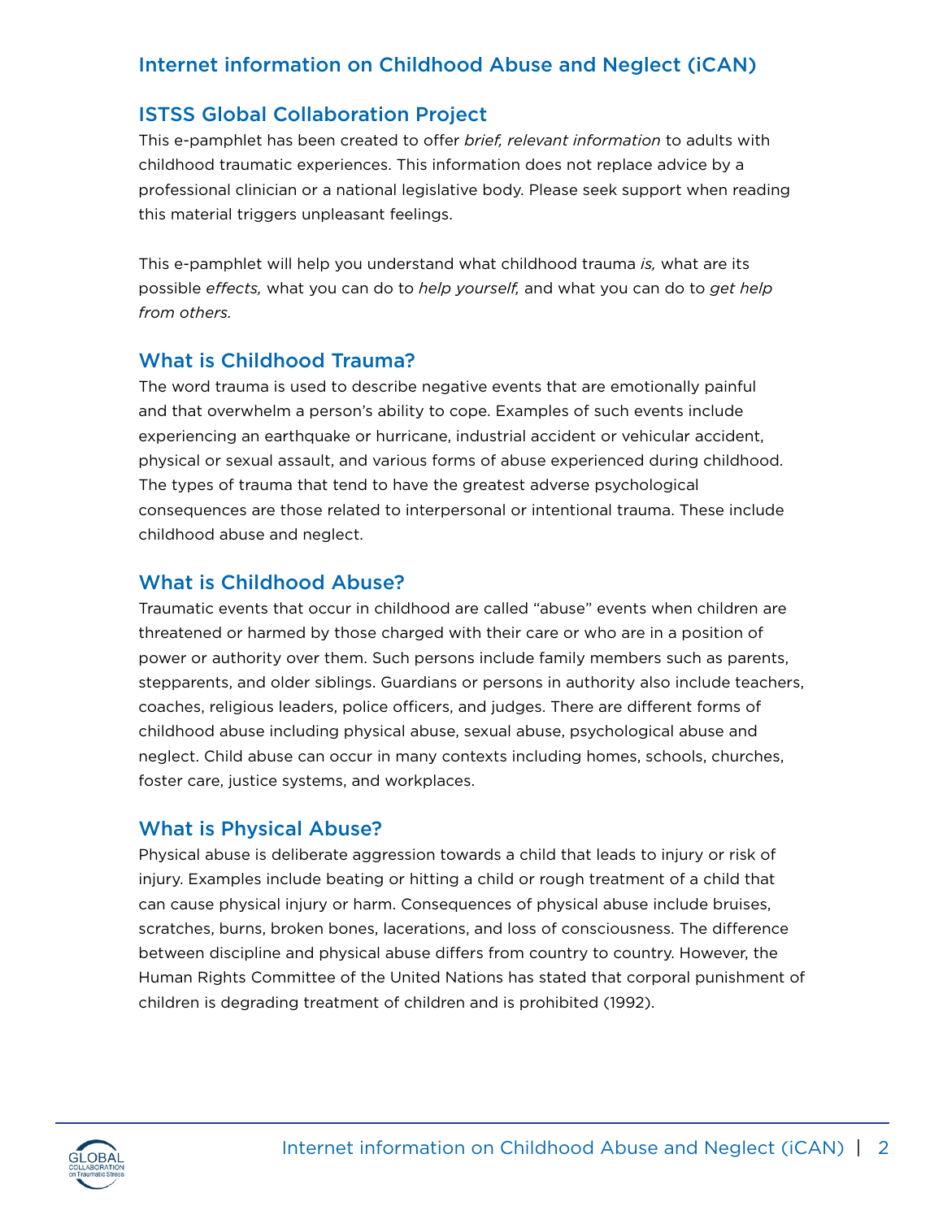# Internet information on Childhood Abuse and Neglect (iCAN)

## ISTSS Global Collaboration Project

This e-pamphlet has been created to offer *brief, relevant information* to adults with childhood traumatic experiences. This information does not replace advice by a professional clinician or a national legislative body. Please seek support when reading this material triggers unpleasant feelings.

This e-pamphlet will help you understand what childhood trauma *is,* what are its possible *effects,* what you can do to *help yourself,* and what you can do to *get help from others.*

## What is Childhood Trauma?

The word trauma is used to describe negative events that are emotionally painful and that overwhelm a person's ability to cope. Examples of such events include experiencing an earthquake or hurricane, industrial accident or vehicular accident, physical or sexual assault, and various forms of abuse experienced during childhood. The types of trauma that tend to have the greatest adverse psychological consequences are those related to interpersonal or intentional trauma. These include childhood abuse and neglect.

## What is Childhood Abuse?

Traumatic events that occur in childhood are called "abuse" events when children are threatened or harmed by those charged with their care or who are in a position of power or authority over them. Such persons include family members such as parents, stepparents, and older siblings. Guardians or persons in authority also include teachers, coaches, religious leaders, police officers, and judges. There are different forms of childhood abuse including physical abuse, sexual abuse, psychological abuse and neglect. Child abuse can occur in many contexts including homes, schools, churches, foster care, justice systems, and workplaces.

## What is Physical Abuse?

Physical abuse is deliberate aggression towards a child that leads to injury or risk of injury. Examples include beating or hitting a child or rough treatment of a child that can cause physical injury or harm. Consequences of physical abuse include bruises, scratches, burns, broken bones, lacerations, and loss of consciousness. The difference between discipline and physical abuse differs from country to country. However, the Human Rights Committee of the United Nations has stated that corporal punishment of children is degrading treatment of children and is prohibited (1992).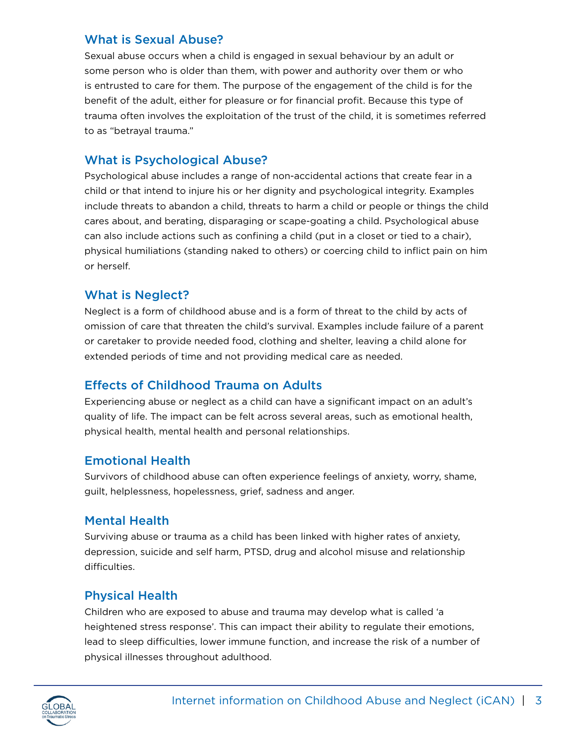## What is Sexual Abuse?

Sexual abuse occurs when a child is engaged in sexual behaviour by an adult or some person who is older than them, with power and authority over them or who is entrusted to care for them. The purpose of the engagement of the child is for the benefit of the adult, either for pleasure or for financial profit. Because this type of trauma often involves the exploitation of the trust of the child, it is sometimes referred to as "betrayal trauma."

## What is Psychological Abuse?

Psychological abuse includes a range of non-accidental actions that create fear in a child or that intend to injure his or her dignity and psychological integrity. Examples include threats to abandon a child, threats to harm a child or people or things the child cares about, and berating, disparaging or scape-goating a child. Psychological abuse can also include actions such as confining a child (put in a closet or tied to a chair), physical humiliations (standing naked to others) or coercing child to inflict pain on him or herself.

## What is Neglect?

Neglect is a form of childhood abuse and is a form of threat to the child by acts of omission of care that threaten the child's survival. Examples include failure of a parent or caretaker to provide needed food, clothing and shelter, leaving a child alone for extended periods of time and not providing medical care as needed.

## Effects of Childhood Trauma on Adults

Experiencing abuse or neglect as a child can have a significant impact on an adult's quality of life. The impact can be felt across several areas, such as emotional health, physical health, mental health and personal relationships.

## Emotional Health

Survivors of childhood abuse can often experience feelings of anxiety, worry, shame, guilt, helplessness, hopelessness, grief, sadness and anger.

## Mental Health

Surviving abuse or trauma as a child has been linked with higher rates of anxiety, depression, suicide and self harm, PTSD, drug and alcohol misuse and relationship difficulties.

## Physical Health

Children who are exposed to abuse and trauma may develop what is called 'a heightened stress response'. This can impact their ability to regulate their emotions, lead to sleep difficulties, lower immune function, and increase the risk of a number of physical illnesses throughout adulthood.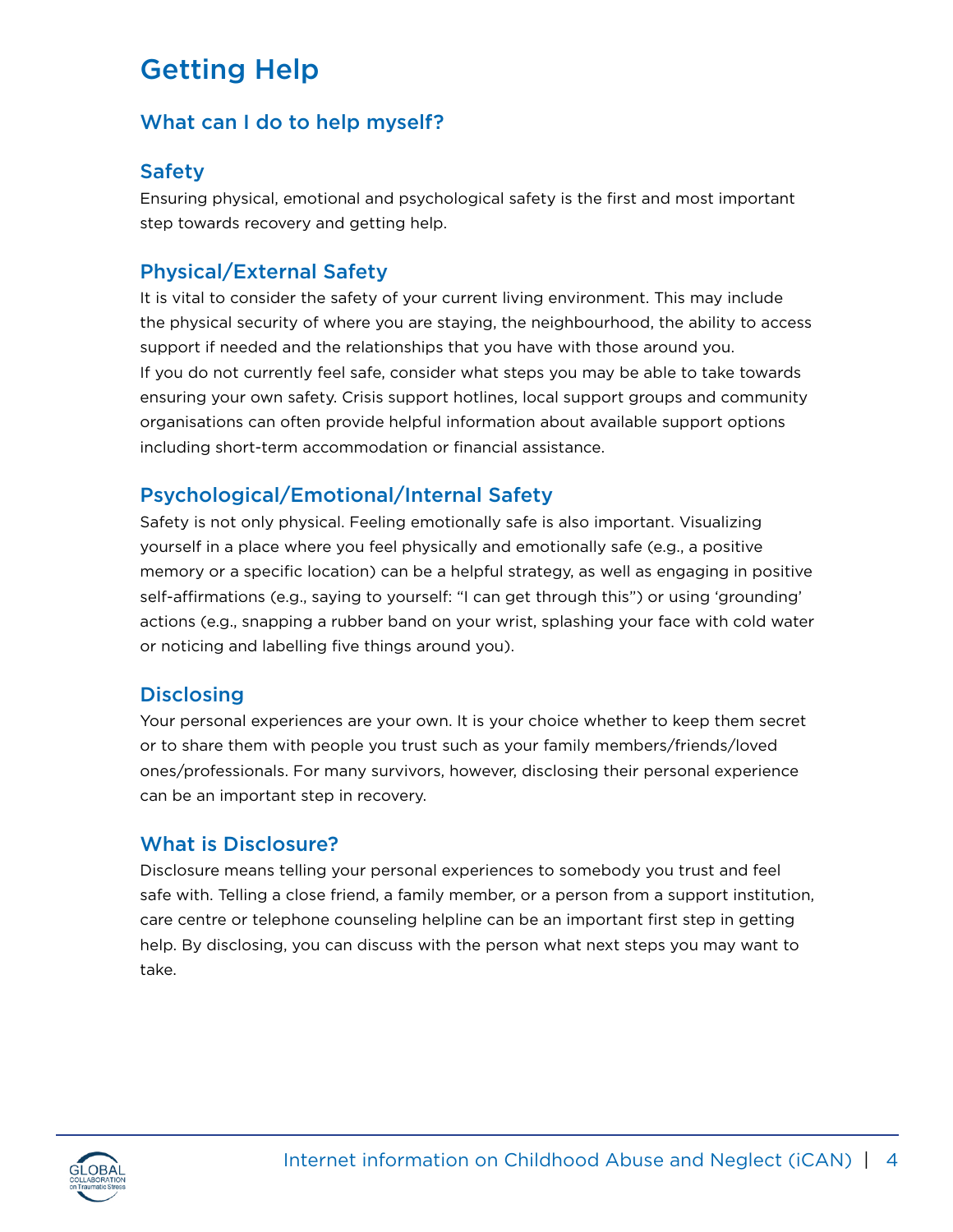# Getting Help

## What can I do to help myself?

### Safety

Ensuring physical, emotional and psychological safety is the first and most important step towards recovery and getting help.

### Physical/External Safety

It is vital to consider the safety of your current living environment. This may include the physical security of where you are staying, the neighbourhood, the ability to access support if needed and the relationships that you have with those around you.
If you do not currently feel safe, consider what steps you may be able to take towards ensuring your own safety. Crisis support hotlines, local support groups and community organisations can often provide helpful information about available support options including short-term accommodation or financial assistance.

### Psychological/Emotional/Internal Safety

Safety is not only physical. Feeling emotionally safe is also important. Visualizing yourself in a place where you feel physically and emotionally safe (e.g., a positive memory or a specific location) can be a helpful strategy, as well as engaging in positive self-affirmations (e.g., saying to yourself: "I can get through this") or using 'grounding' actions (e.g., snapping a rubber band on your wrist, splashing your face with cold water or noticing and labelling five things around you).

### Disclosing

Your personal experiences are your own. It is your choice whether to keep them secret or to share them with people you trust such as your family members/friends/loved ones/professionals. For many survivors, however, disclosing their personal experience can be an important step in recovery.

### What is Disclosure?

Disclosure means telling your personal experiences to somebody you trust and feel safe with. Telling a close friend, a family member, or a person from a support institution, care centre or telephone counseling helpline can be an important first step in getting help. By disclosing, you can discuss with the person what next steps you may want to take.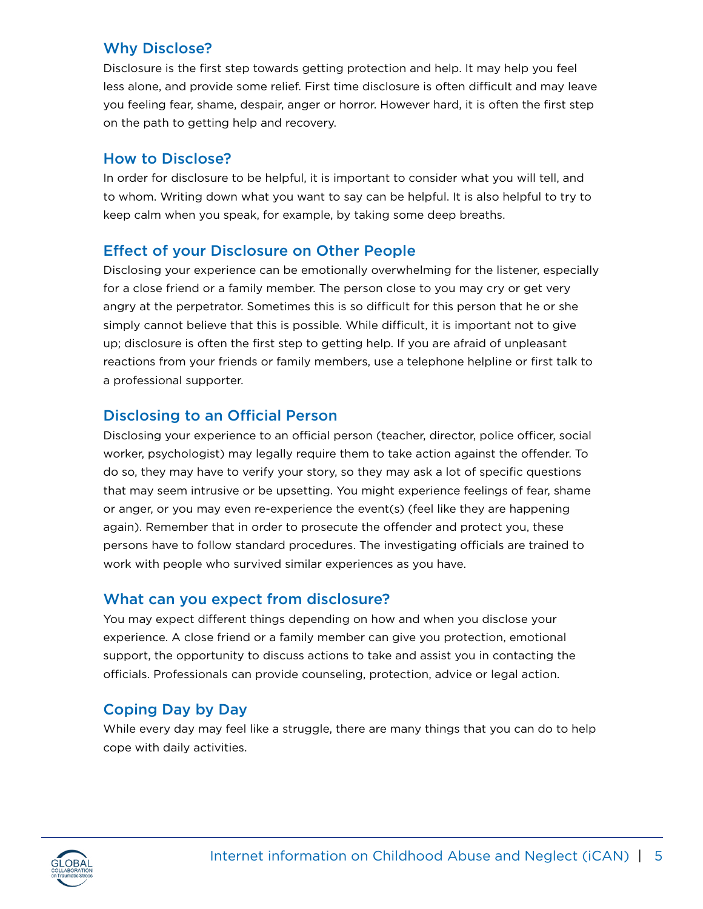## Why Disclose?

Disclosure is the first step towards getting protection and help. It may help you feel less alone, and provide some relief. First time disclosure is often difficult and may leave you feeling fear, shame, despair, anger or horror. However hard, it is often the first step on the path to getting help and recovery.

## How to Disclose?

In order for disclosure to be helpful, it is important to consider what you will tell, and to whom. Writing down what you want to say can be helpful. It is also helpful to try to keep calm when you speak, for example, by taking some deep breaths.

## Effect of your Disclosure on Other People

Disclosing your experience can be emotionally overwhelming for the listener, especially for a close friend or a family member. The person close to you may cry or get very angry at the perpetrator. Sometimes this is so difficult for this person that he or she simply cannot believe that this is possible. While difficult, it is important not to give up; disclosure is often the first step to getting help. If you are afraid of unpleasant reactions from your friends or family members, use a telephone helpline or first talk to a professional supporter.

## Disclosing to an Official Person

Disclosing your experience to an official person (teacher, director, police officer, social worker, psychologist) may legally require them to take action against the offender. To do so, they may have to verify your story, so they may ask a lot of specific questions that may seem intrusive or be upsetting. You might experience feelings of fear, shame or anger, or you may even re-experience the event(s) (feel like they are happening again). Remember that in order to prosecute the offender and protect you, these persons have to follow standard procedures. The investigating officials are trained to work with people who survived similar experiences as you have.

## What can you expect from disclosure?

You may expect different things depending on how and when you disclose your experience. A close friend or a family member can give you protection, emotional support, the opportunity to discuss actions to take and assist you in contacting the officials. Professionals can provide counseling, protection, advice or legal action.

## Coping Day by Day

While every day may feel like a struggle, there are many things that you can do to help cope with daily activities.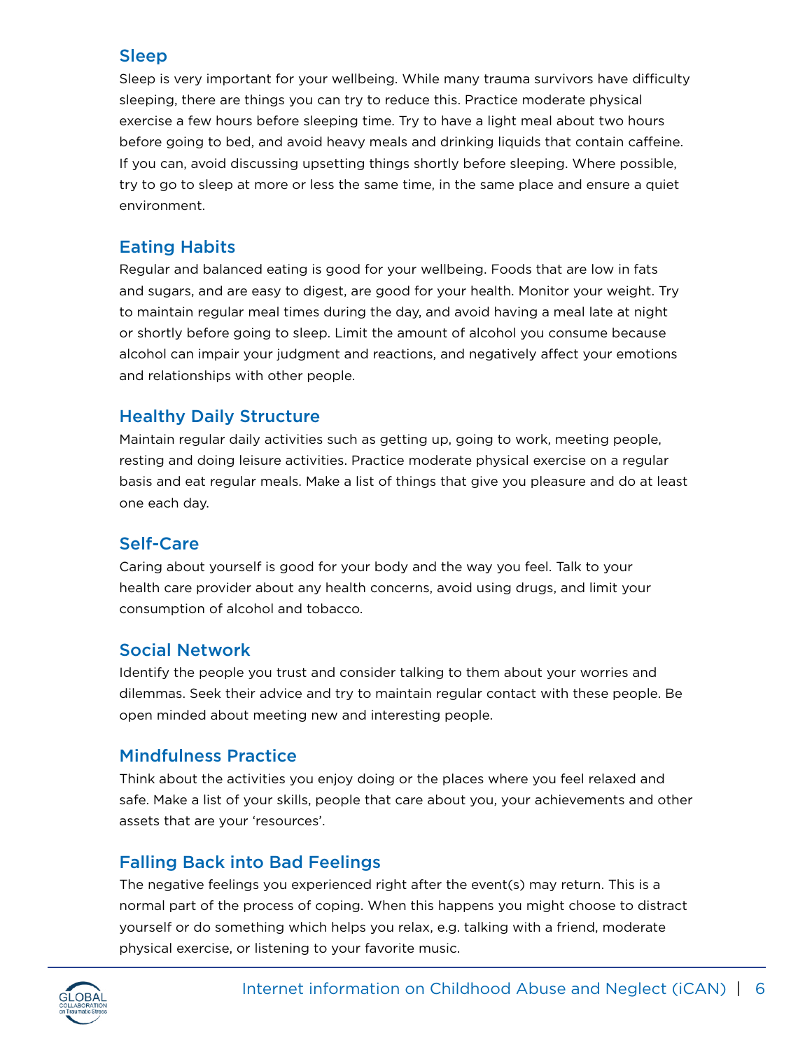## Sleep

Sleep is very important for your wellbeing. While many trauma survivors have difficulty sleeping, there are things you can try to reduce this. Practice moderate physical exercise a few hours before sleeping time. Try to have a light meal about two hours before going to bed, and avoid heavy meals and drinking liquids that contain caffeine. If you can, avoid discussing upsetting things shortly before sleeping. Where possible, try to go to sleep at more or less the same time, in the same place and ensure a quiet environment.

## Eating Habits

Regular and balanced eating is good for your wellbeing. Foods that are low in fats and sugars, and are easy to digest, are good for your health. Monitor your weight. Try to maintain regular meal times during the day, and avoid having a meal late at night or shortly before going to sleep. Limit the amount of alcohol you consume because alcohol can impair your judgment and reactions, and negatively affect your emotions and relationships with other people.

## Healthy Daily Structure

Maintain regular daily activities such as getting up, going to work, meeting people, resting and doing leisure activities. Practice moderate physical exercise on a regular basis and eat regular meals. Make a list of things that give you pleasure and do at least one each day.

## Self-Care

Caring about yourself is good for your body and the way you feel. Talk to your health care provider about any health concerns, avoid using drugs, and limit your consumption of alcohol and tobacco.

## Social Network

Identify the people you trust and consider talking to them about your worries and dilemmas. Seek their advice and try to maintain regular contact with these people. Be open minded about meeting new and interesting people.

## Mindfulness Practice

Think about the activities you enjoy doing or the places where you feel relaxed and safe. Make a list of your skills, people that care about you, your achievements and other assets that are your 'resources'.

## Falling Back into Bad Feelings

The negative feelings you experienced right after the event(s) may return. This is a normal part of the process of coping. When this happens you might choose to distract yourself or do something which helps you relax, e.g. talking with a friend, moderate physical exercise, or listening to your favorite music.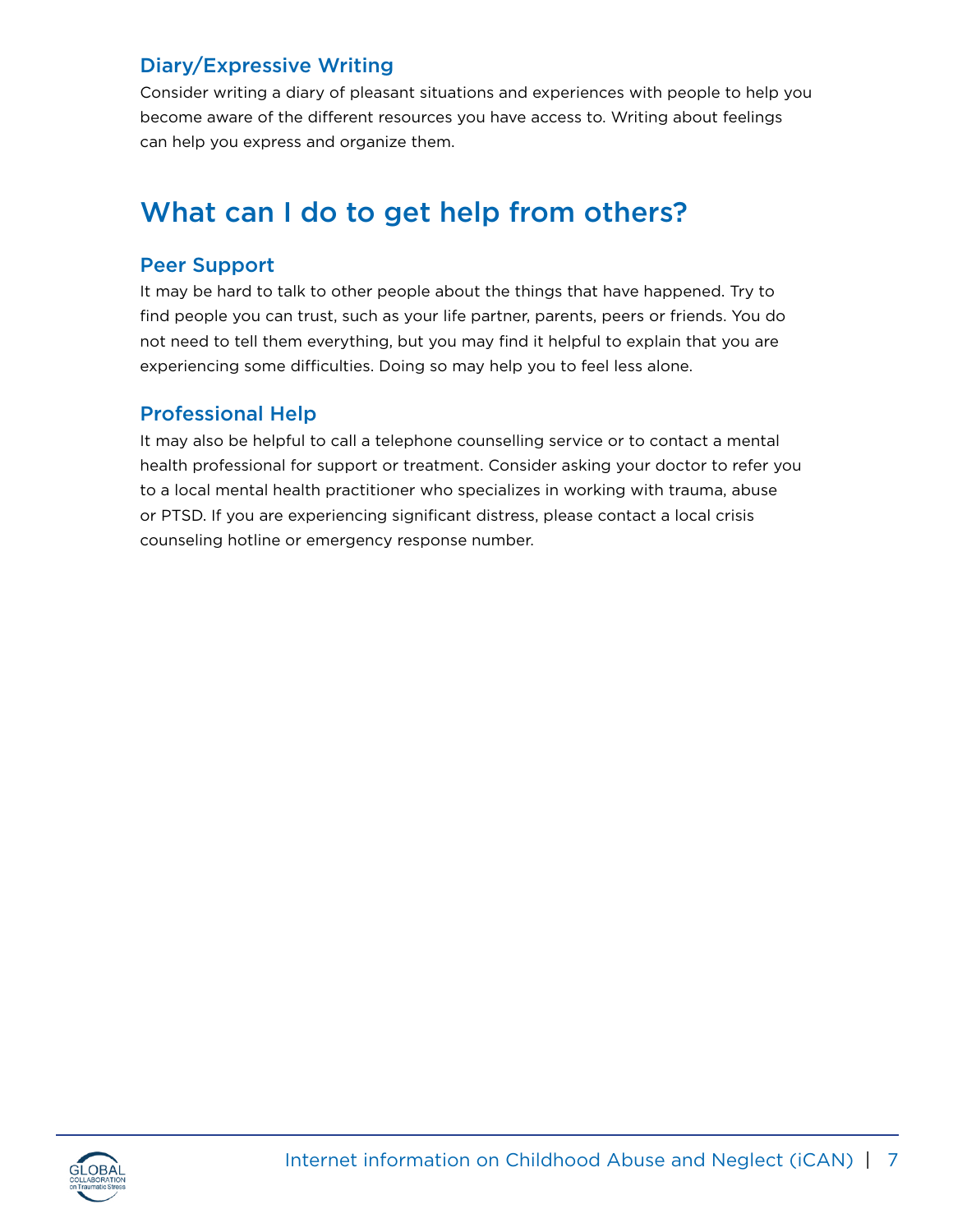### Diary/Expressive Writing

Consider writing a diary of pleasant situations and experiences with people to help you become aware of the different resources you have access to. Writing about feelings can help you express and organize them.

## What can I do to get help from others?

### Peer Support

It may be hard to talk to other people about the things that have happened. Try to find people you can trust, such as your life partner, parents, peers or friends. You do not need to tell them everything, but you may find it helpful to explain that you are experiencing some difficulties. Doing so may help you to feel less alone.

### Professional Help

It may also be helpful to call a telephone counselling service or to contact a mental health professional for support or treatment. Consider asking your doctor to refer you to a local mental health practitioner who specializes in working with trauma, abuse or PTSD. If you are experiencing significant distress, please contact a local crisis counseling hotline or emergency response number.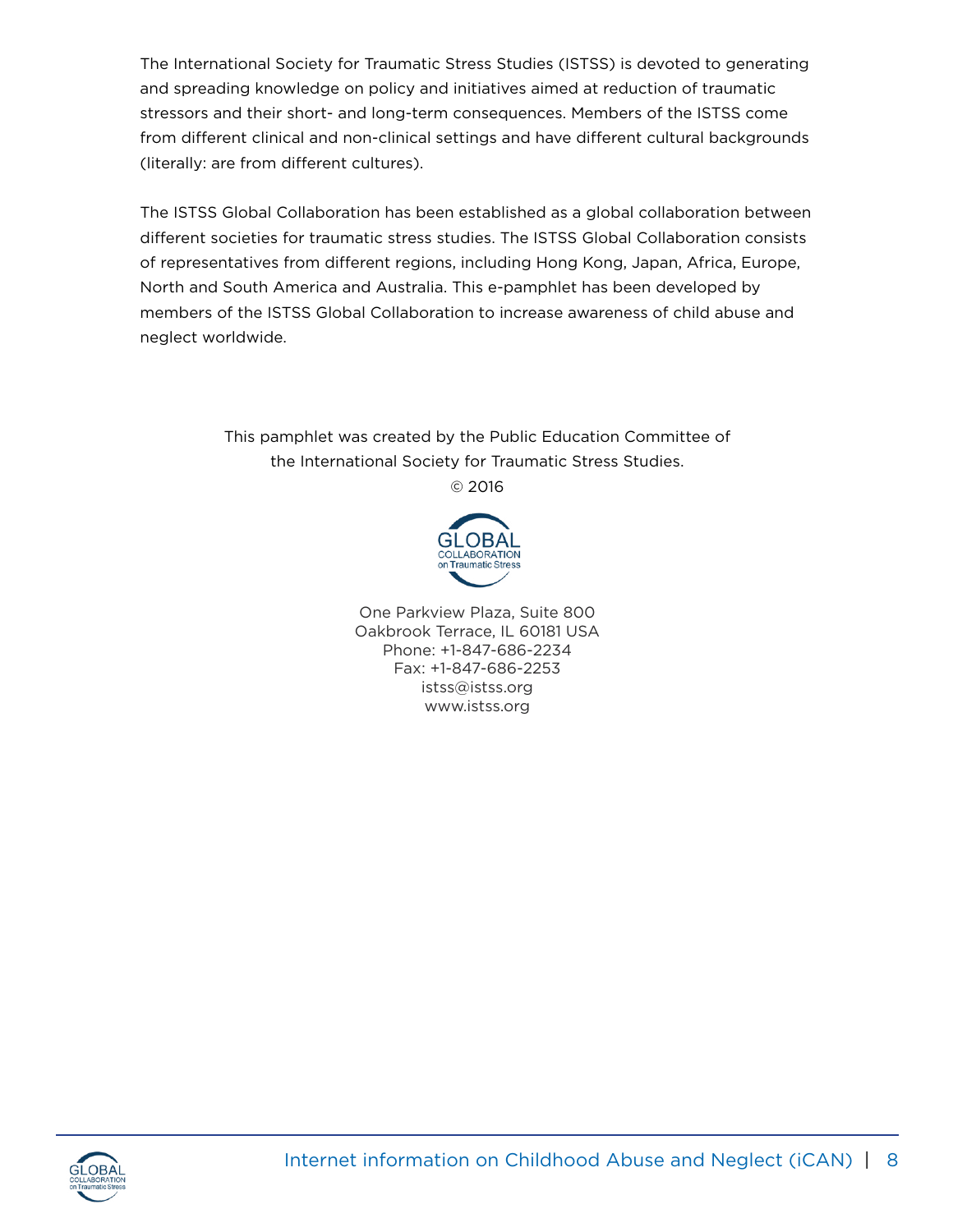The International Society for Traumatic Stress Studies (ISTSS) is devoted to generating and spreading knowledge on policy and initiatives aimed at reduction of traumatic stressors and their short- and long-term consequences. Members of the ISTSS come from different clinical and non-clinical settings and have different cultural backgrounds (literally: are from different cultures).

The ISTSS Global Collaboration has been established as a global collaboration between different societies for traumatic stress studies. The ISTSS Global Collaboration consists of representatives from different regions, including Hong Kong, Japan, Africa, Europe, North and South America and Australia. This e-pamphlet has been developed by members of the ISTSS Global Collaboration to increase awareness of child abuse and neglect worldwide.

This pamphlet was created by the Public Education Committee of the International Society for Traumatic Stress Studies.

© 2016

GLOBAL COLLABORATION on Traumatic Stress

One Parkview Plaza, Suite 800
Oakbrook Terrace, IL 60181 USA
Phone: +1-847-686-2234
Fax: +1-847-686-2253
istss@istss.org
www.istss.org